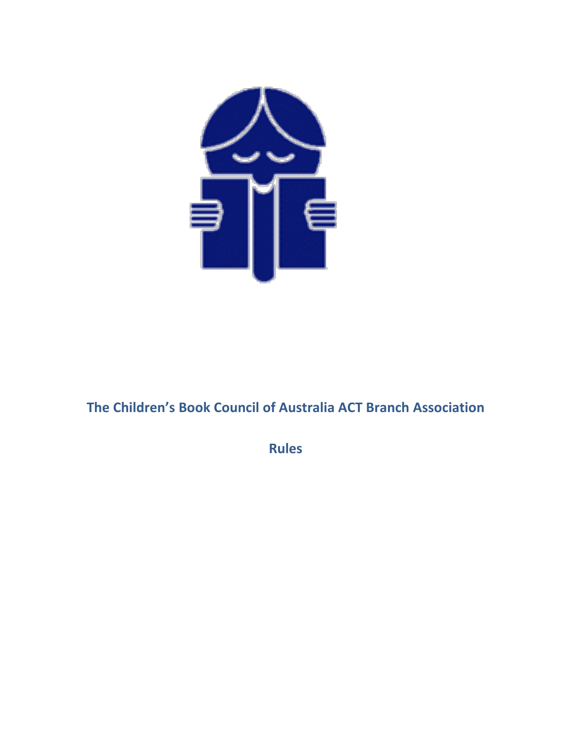# The Children's Book Council of Australia ACT Branch Association

## Rules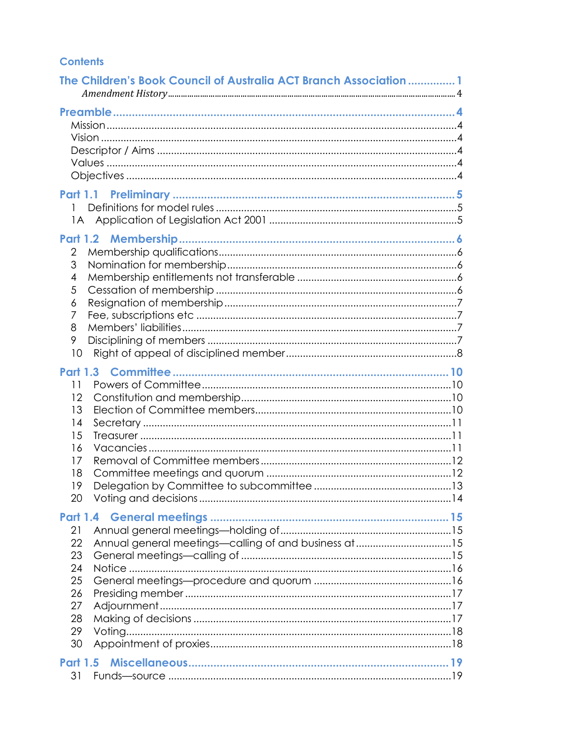# Contents

**The Children's Book Council of Australia ACT Branch Association** .............. 1

*Amendment History* .............. 4

**Preamble** .............. 4

- Mission .............. 4
- Vision .............. 4
- Descriptor / Aims .............. 4
- Values .............. 4
- Objectives .............. 4

**Part 1.1 Preliminary** .............. 5

- 1 Definitions for model rules .............. 5
- 1A Application of Legislation Act 2001 .............. 5

**Part 1.2 Membership** .............. 6

- 2 Membership qualifications .............. 6
- 3 Nomination for membership .............. 6
- 4 Membership entitlements not transferable .............. 6
- 5 Cessation of membership .............. 6
- 6 Resignation of membership .............. 7
- 7 Fee, subscriptions etc .............. 7
- 8 Members' liabilities .............. 7
- 9 Disciplining of members .............. 7
- 10 Right of appeal of disciplined member .............. 8

**Part 1.3 Committee** .............. 10

- 11 Powers of Committee .............. 10
- 12 Constitution and membership .............. 10
- 13 Election of Committee members .............. 10
- 14 Secretary .............. 11
- 15 Treasurer .............. 11
- 16 Vacancies .............. 11
- 17 Removal of Committee members .............. 12
- 18 Committee meetings and quorum .............. 12
- 19 Delegation by Committee to subcommittee .............. 13
- 20 Voting and decisions .............. 14

**Part 1.4 General meetings** .............. 15

- 21 Annual general meetings—holding of .............. 15
- 22 Annual general meetings—calling of and business at .............. 15
- 23 General meetings—calling of .............. 15
- 24 Notice .............. 16
- 25 General meetings—procedure and quorum .............. 16
- 26 Presiding member .............. 17
- 27 Adjournment .............. 17
- 28 Making of decisions .............. 17
- 29 Voting .............. 18
- 30 Appointment of proxies .............. 18

**Part 1.5 Miscellaneous** .............. 19

- 31 Funds—source .............. 19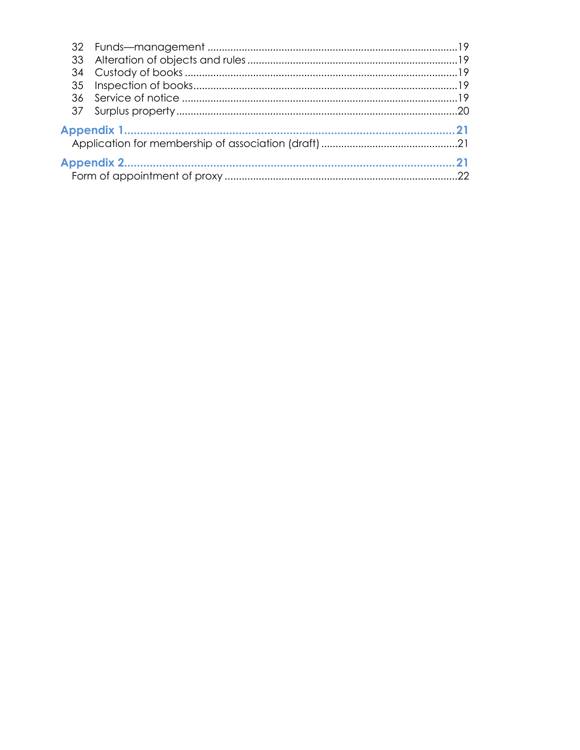| | | |
|---|---|---|
| 32 | Funds—management | 19 |
| 33 | Alteration of objects and rules | 19 |
| 34 | Custody of books | 19 |
| 35 | Inspection of books | 19 |
| 36 | Service of notice | 19 |
| 37 | Surplus property | 20 |

**Appendix 1** ........ **21**

Application for membership of association (draft) ........ 21

**Appendix 2** ........ **21**

Form of appointment of proxy ........ 22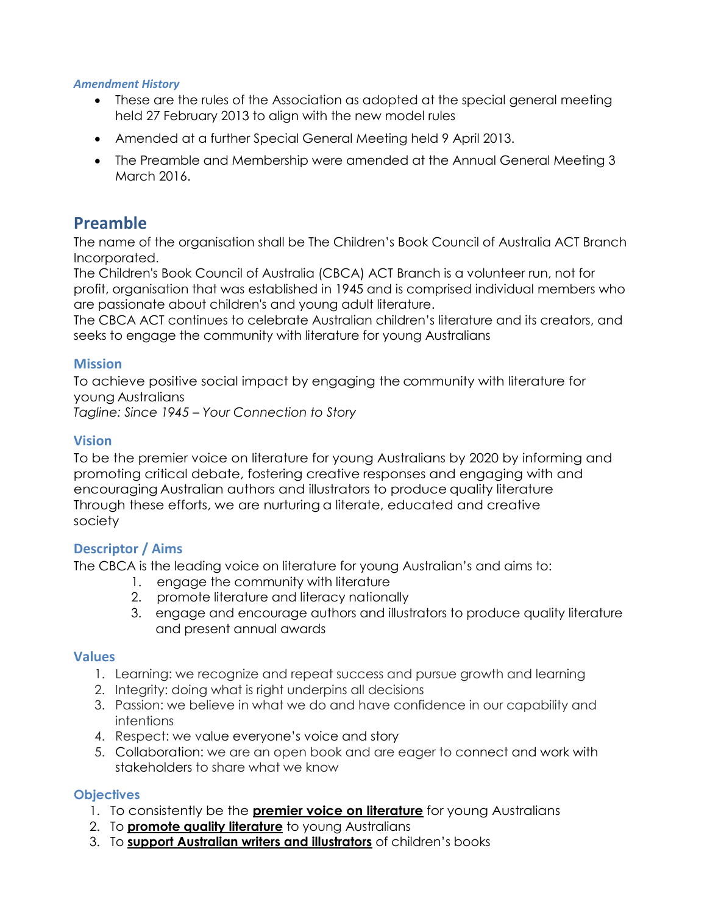***Amendment History***

- These are the rules of the Association as adopted at the special general meeting held 27 February 2013 to align with the new model rules
- Amended at a further Special General Meeting held 9 April 2013.
- The Preamble and Membership were amended at the Annual General Meeting 3 March 2016.

# Preamble

The name of the organisation shall be The Children's Book Council of Australia ACT Branch Incorporated.
The Children's Book Council of Australia (CBCA) ACT Branch is a volunteer run, not for profit, organisation that was established in 1945 and is comprised individual members who are passionate about children's and young adult literature.
The CBCA ACT continues to celebrate Australian children's literature and its creators, and seeks to engage the community with literature for young Australians

## Mission

To achieve positive social impact by engaging the community with literature for young Australians
*Tagline: Since 1945 – Your Connection to Story*

## Vision

To be the premier voice on literature for young Australians by 2020 by informing and promoting critical debate, fostering creative responses and engaging with and encouraging Australian authors and illustrators to produce quality literature
Through these efforts, we are nurturing a literate, educated and creative society

## Descriptor / Aims

The CBCA is the leading voice on literature for young Australian's and aims to:

1. engage the community with literature
2. promote literature and literacy nationally
3. engage and encourage authors and illustrators to produce quality literature and present annual awards

## Values

1. Learning: we recognize and repeat success and pursue growth and learning
2. Integrity: doing what is right underpins all decisions
3. Passion: we believe in what we do and have confidence in our capability and intentions
4. Respect: we value everyone's voice and story
5. Collaboration: we are an open book and are eager to connect and work with stakeholders to share what we know

## Objectives

1. To consistently be the **premier voice on literature** for young Australians
2. To **promote quality literature** to young Australians
3. To **support Australian writers and illustrators** of children's books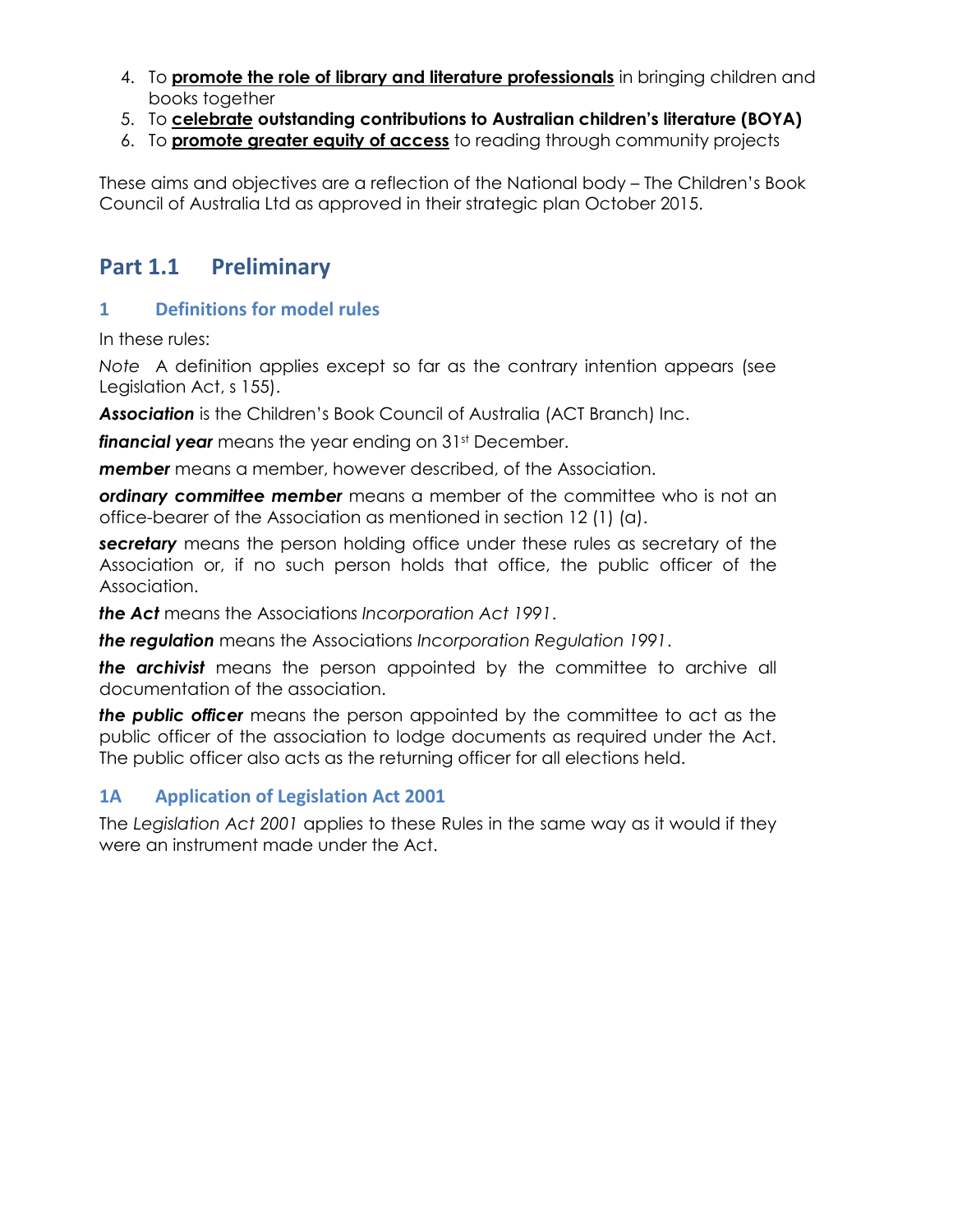4. To **promote the role of library and literature professionals** in bringing children and books together
5. To **celebrate outstanding contributions to Australian children's literature (BOYA)**
6. To **promote greater equity of access** to reading through community projects

These aims and objectives are a reflection of the National body – The Children's Book Council of Australia Ltd as approved in their strategic plan October 2015.

## Part 1.1 Preliminary

### 1 Definitions for model rules

In these rules:

*Note* A definition applies except so far as the contrary intention appears (see Legislation Act, s 155).

***Association*** is the Children's Book Council of Australia (ACT Branch) Inc.

***financial year*** means the year ending on 31st December.

***member*** means a member, however described, of the Association.

***ordinary committee member*** means a member of the committee who is not an office-bearer of the Association as mentioned in section 12 (1) (a).

***secretary*** means the person holding office under these rules as secretary of the Association or, if no such person holds that office, the public officer of the Association.

***the Act*** means the Associations *Incorporation Act 1991*.

***the regulation*** means the Associations *Incorporation Regulation 1991*.

***the archivist*** means the person appointed by the committee to archive all documentation of the association.

***the public officer*** means the person appointed by the committee to act as the public officer of the association to lodge documents as required under the Act. The public officer also acts as the returning officer for all elections held.

### 1A Application of Legislation Act 2001

The *Legislation Act 2001* applies to these Rules in the same way as it would if they were an instrument made under the Act.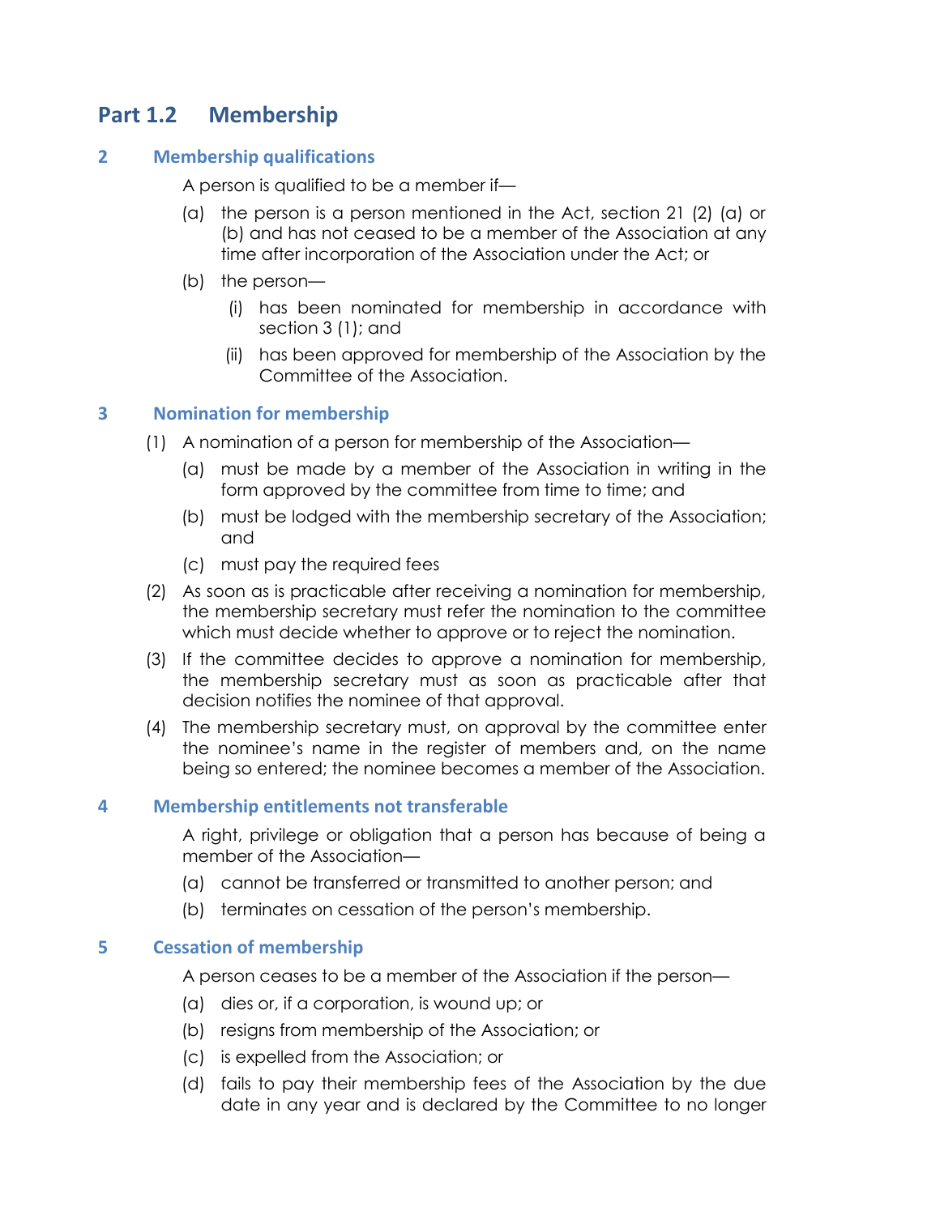## Part 1.2 Membership

### 2 Membership qualifications

A person is qualified to be a member if—

(a) the person is a person mentioned in the Act, section 21 (2) (a) or (b) and has not ceased to be a member of the Association at any time after incorporation of the Association under the Act; or

(b) the person—

(i) has been nominated for membership in accordance with section 3 (1); and

(ii) has been approved for membership of the Association by the Committee of the Association.

### 3 Nomination for membership

(1) A nomination of a person for membership of the Association—

(a) must be made by a member of the Association in writing in the form approved by the committee from time to time; and

(b) must be lodged with the membership secretary of the Association; and

(c) must pay the required fees

(2) As soon as is practicable after receiving a nomination for membership, the membership secretary must refer the nomination to the committee which must decide whether to approve or to reject the nomination.

(3) If the committee decides to approve a nomination for membership, the membership secretary must as soon as practicable after that decision notifies the nominee of that approval.

(4) The membership secretary must, on approval by the committee enter the nominee's name in the register of members and, on the name being so entered; the nominee becomes a member of the Association.

### 4 Membership entitlements not transferable

A right, privilege or obligation that a person has because of being a member of the Association—

(a) cannot be transferred or transmitted to another person; and

(b) terminates on cessation of the person's membership.

### 5 Cessation of membership

A person ceases to be a member of the Association if the person—

(a) dies or, if a corporation, is wound up; or

(b) resigns from membership of the Association; or

(c) is expelled from the Association; or

(d) fails to pay their membership fees of the Association by the due date in any year and is declared by the Committee to no longer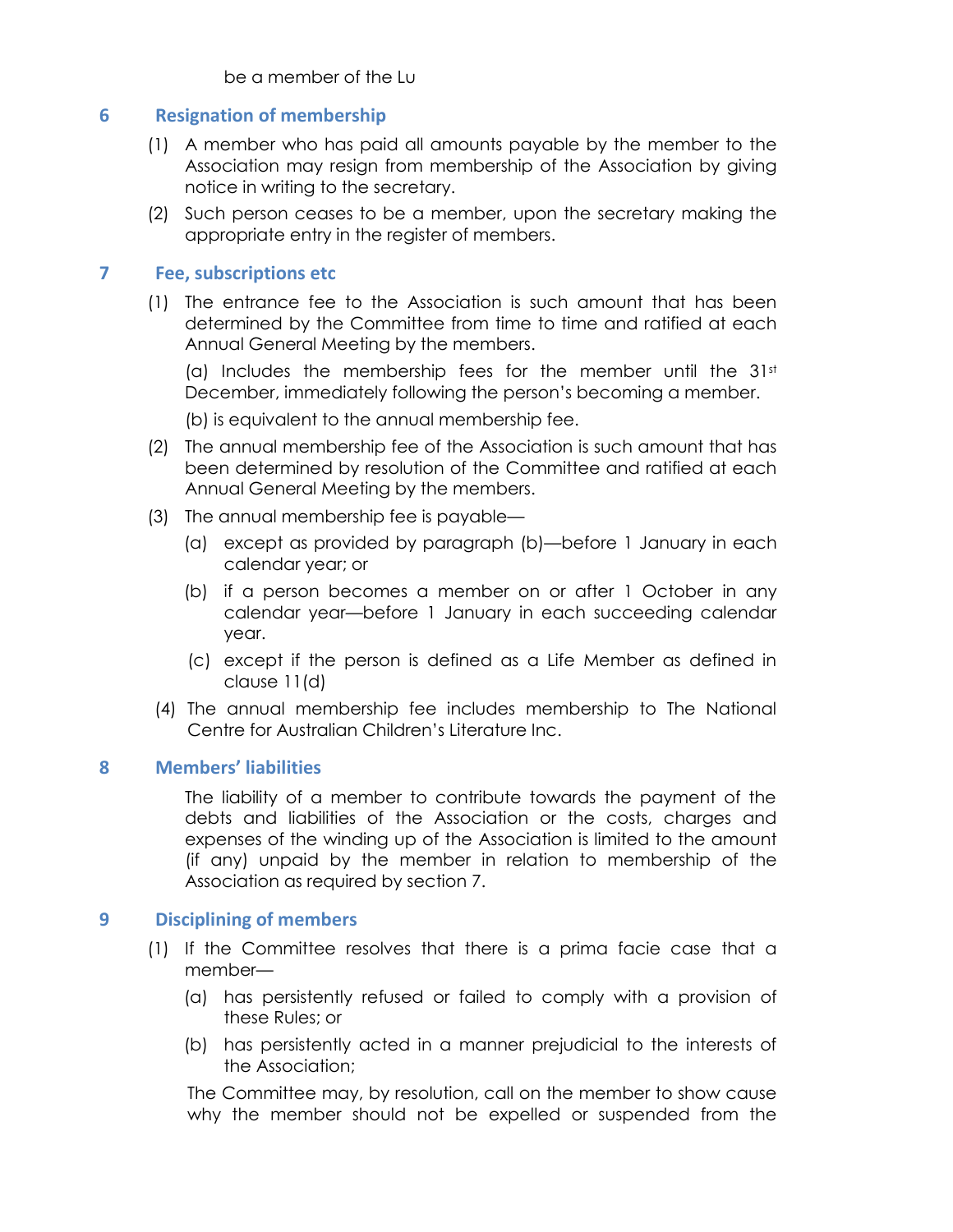be a member of the Lu

## 6 Resignation of membership

(1) A member who has paid all amounts payable by the member to the Association may resign from membership of the Association by giving notice in writing to the secretary.

(2) Such person ceases to be a member, upon the secretary making the appropriate entry in the register of members.

## 7 Fee, subscriptions etc

(1) The entrance fee to the Association is such amount that has been determined by the Committee from time to time and ratified at each Annual General Meeting by the members.

(a) Includes the membership fees for the member until the 31st December, immediately following the person's becoming a member.

(b) is equivalent to the annual membership fee.

(2) The annual membership fee of the Association is such amount that has been determined by resolution of the Committee and ratified at each Annual General Meeting by the members.

(3) The annual membership fee is payable—

  (a) except as provided by paragraph (b)—before 1 January in each calendar year; or

  (b) if a person becomes a member on or after 1 October in any calendar year—before 1 January in each succeeding calendar year.

  (c) except if the person is defined as a Life Member as defined in clause 11(d)

(4) The annual membership fee includes membership to The National Centre for Australian Children's Literature Inc.

## 8 Members' liabilities

The liability of a member to contribute towards the payment of the debts and liabilities of the Association or the costs, charges and expenses of the winding up of the Association is limited to the amount (if any) unpaid by the member in relation to membership of the Association as required by section 7.

## 9 Disciplining of members

(1) If the Committee resolves that there is a prima facie case that a member—

  (a) has persistently refused or failed to comply with a provision of these Rules; or

  (b) has persistently acted in a manner prejudicial to the interests of the Association;

The Committee may, by resolution, call on the member to show cause why the member should not be expelled or suspended from the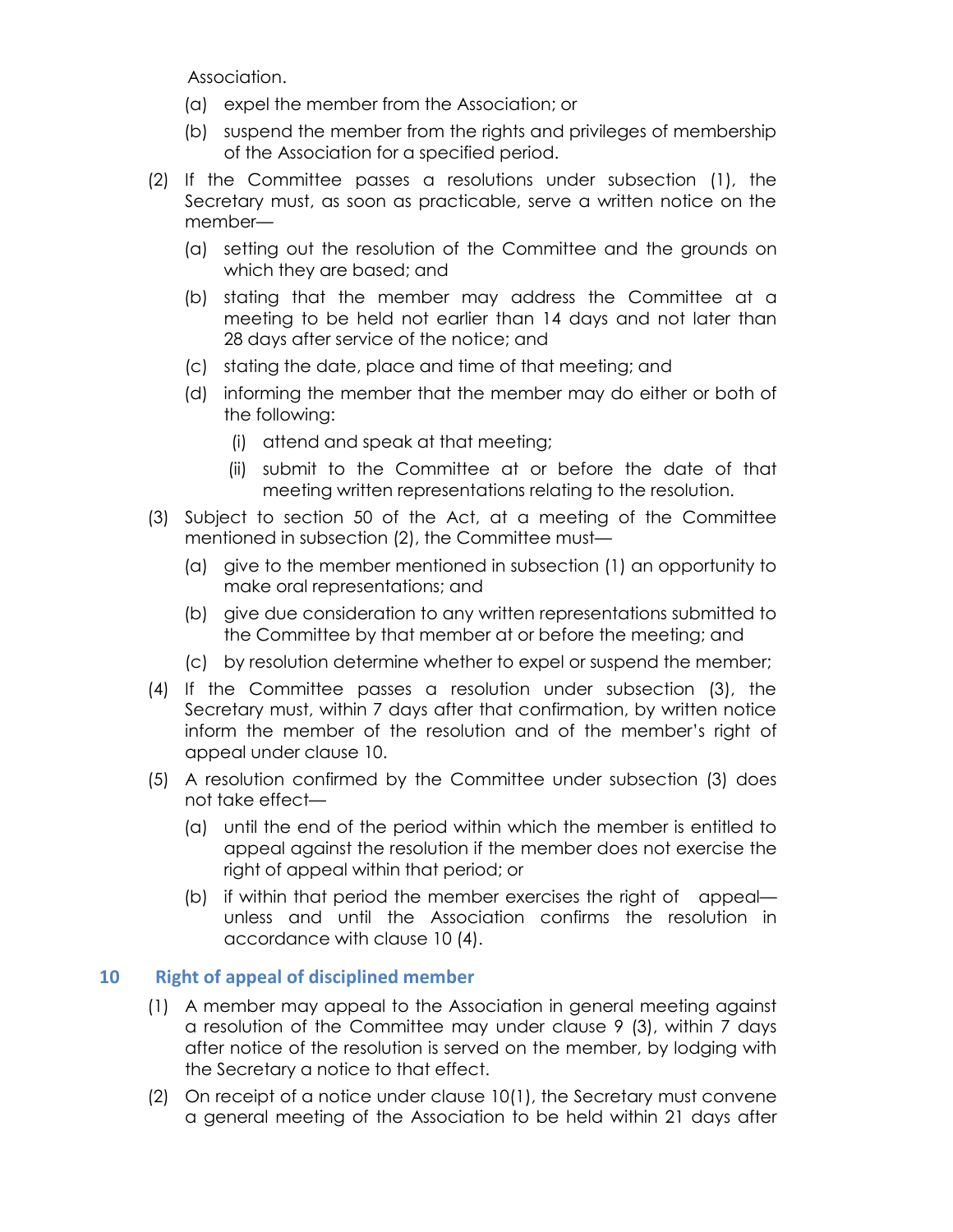Association.

(a) expel the member from the Association; or

(b) suspend the member from the rights and privileges of membership of the Association for a specified period.

(2) If the Committee passes a resolutions under subsection (1), the Secretary must, as soon as practicable, serve a written notice on the member—

(a) setting out the resolution of the Committee and the grounds on which they are based; and

(b) stating that the member may address the Committee at a meeting to be held not earlier than 14 days and not later than 28 days after service of the notice; and

(c) stating the date, place and time of that meeting; and

(d) informing the member that the member may do either or both of the following:

(i) attend and speak at that meeting;

(ii) submit to the Committee at or before the date of that meeting written representations relating to the resolution.

(3) Subject to section 50 of the Act, at a meeting of the Committee mentioned in subsection (2), the Committee must—

(a) give to the member mentioned in subsection (1) an opportunity to make oral representations; and

(b) give due consideration to any written representations submitted to the Committee by that member at or before the meeting; and

(c) by resolution determine whether to expel or suspend the member;

(4) If the Committee passes a resolution under subsection (3), the Secretary must, within 7 days after that confirmation, by written notice inform the member of the resolution and of the member's right of appeal under clause 10.

(5) A resolution confirmed by the Committee under subsection (3) does not take effect—

(a) until the end of the period within which the member is entitled to appeal against the resolution if the member does not exercise the right of appeal within that period; or

(b) if within that period the member exercises the right of appeal—unless and until the Association confirms the resolution in accordance with clause 10 (4).

## 10 Right of appeal of disciplined member

(1) A member may appeal to the Association in general meeting against a resolution of the Committee may under clause 9 (3), within 7 days after notice of the resolution is served on the member, by lodging with the Secretary a notice to that effect.

(2) On receipt of a notice under clause 10(1), the Secretary must convene a general meeting of the Association to be held within 21 days after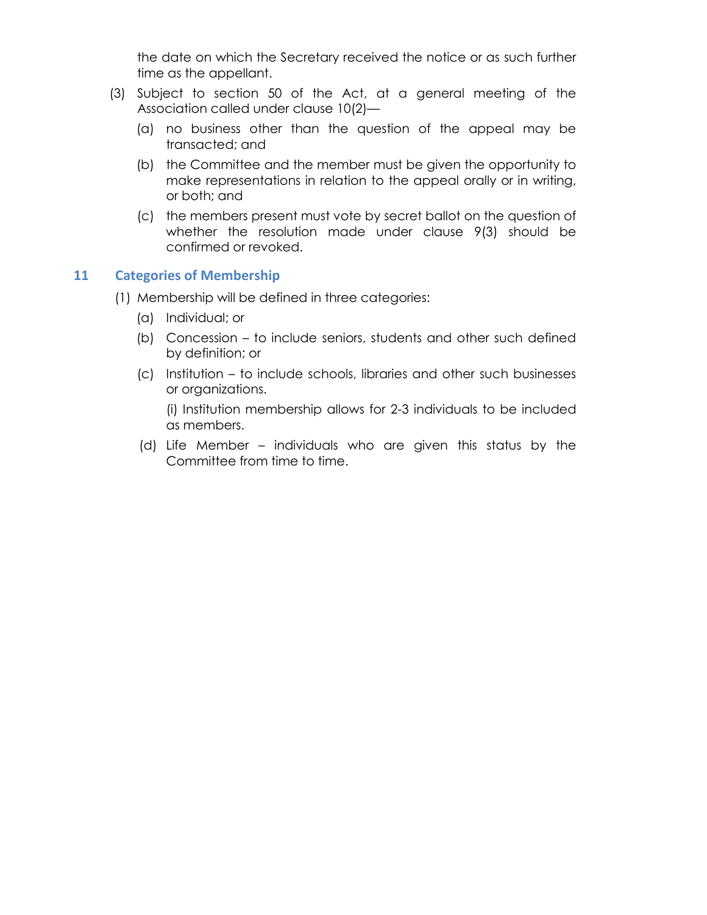the date on which the Secretary received the notice or as such further time as the appellant.

(3) Subject to section 50 of the Act, at a general meeting of the Association called under clause 10(2)—

  (a) no business other than the question of the appeal may be transacted; and

  (b) the Committee and the member must be given the opportunity to make representations in relation to the appeal orally or in writing, or both; and

  (c) the members present must vote by secret ballot on the question of whether the resolution made under clause 9(3) should be confirmed or revoked.

## 11 Categories of Membership

(1) Membership will be defined in three categories:

  (a) Individual; or

  (b) Concession – to include seniors, students and other such defined by definition; or

  (c) Institution – to include schools, libraries and other such businesses or organizations.

    (i) Institution membership allows for 2-3 individuals to be included as members.

  (d) Life Member – individuals who are given this status by the Committee from time to time.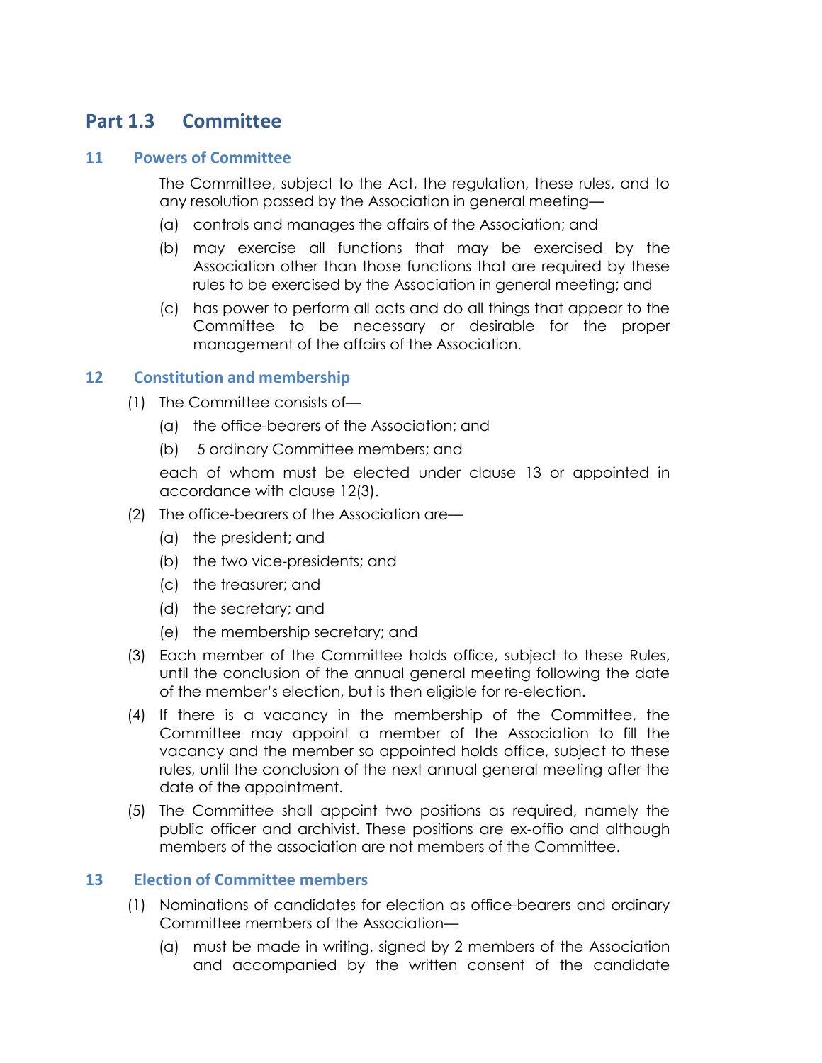## Part 1.3 Committee

### 11 Powers of Committee

The Committee, subject to the Act, the regulation, these rules, and to any resolution passed by the Association in general meeting—

(a) controls and manages the affairs of the Association; and

(b) may exercise all functions that may be exercised by the Association other than those functions that are required by these rules to be exercised by the Association in general meeting; and

(c) has power to perform all acts and do all things that appear to the Committee to be necessary or desirable for the proper management of the affairs of the Association.

### 12 Constitution and membership

(1) The Committee consists of—

(a) the office-bearers of the Association; and

(b) 5 ordinary Committee members; and

each of whom must be elected under clause 13 or appointed in accordance with clause 12(3).

(2) The office-bearers of the Association are—

(a) the president; and

(b) the two vice-presidents; and

(c) the treasurer; and

(d) the secretary; and

(e) the membership secretary; and

(3) Each member of the Committee holds office, subject to these Rules, until the conclusion of the annual general meeting following the date of the member's election, but is then eligible for re-election.

(4) If there is a vacancy in the membership of the Committee, the Committee may appoint a member of the Association to fill the vacancy and the member so appointed holds office, subject to these rules, until the conclusion of the next annual general meeting after the date of the appointment.

(5) The Committee shall appoint two positions as required, namely the public officer and archivist. These positions are ex-offio and although members of the association are not members of the Committee.

### 13 Election of Committee members

(1) Nominations of candidates for election as office-bearers and ordinary Committee members of the Association—

(a) must be made in writing, signed by 2 members of the Association and accompanied by the written consent of the candidate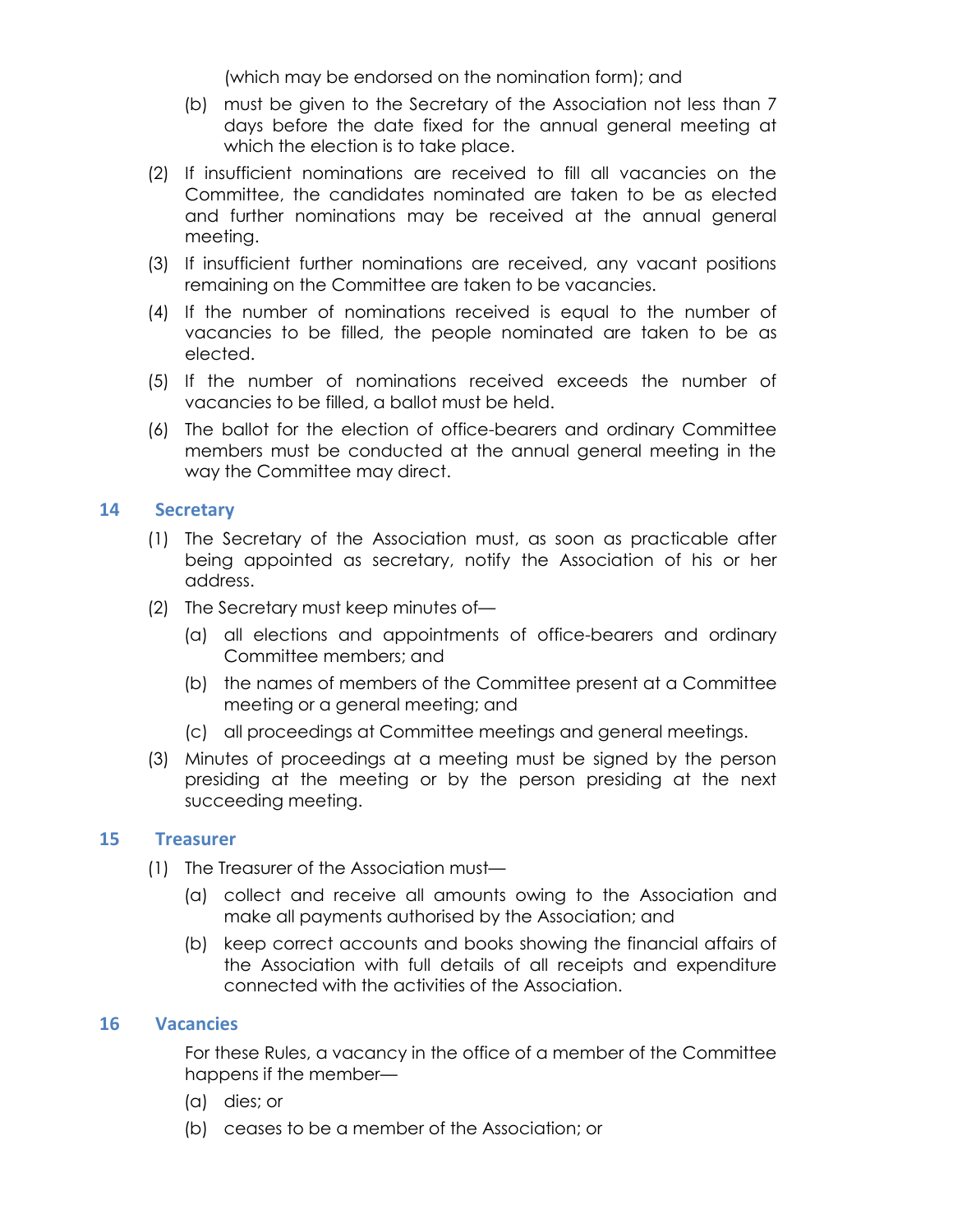(which may be endorsed on the nomination form); and

(b) must be given to the Secretary of the Association not less than 7 days before the date fixed for the annual general meeting at which the election is to take place.

(2) If insufficient nominations are received to fill all vacancies on the Committee, the candidates nominated are taken to be as elected and further nominations may be received at the annual general meeting.

(3) If insufficient further nominations are received, any vacant positions remaining on the Committee are taken to be vacancies.

(4) If the number of nominations received is equal to the number of vacancies to be filled, the people nominated are taken to be as elected.

(5) If the number of nominations received exceeds the number of vacancies to be filled, a ballot must be held.

(6) The ballot for the election of office-bearers and ordinary Committee members must be conducted at the annual general meeting in the way the Committee may direct.

## 14 Secretary

(1) The Secretary of the Association must, as soon as practicable after being appointed as secretary, notify the Association of his or her address.

(2) The Secretary must keep minutes of—

(a) all elections and appointments of office-bearers and ordinary Committee members; and

(b) the names of members of the Committee present at a Committee meeting or a general meeting; and

(c) all proceedings at Committee meetings and general meetings.

(3) Minutes of proceedings at a meeting must be signed by the person presiding at the meeting or by the person presiding at the next succeeding meeting.

## 15 Treasurer

(1) The Treasurer of the Association must—

(a) collect and receive all amounts owing to the Association and make all payments authorised by the Association; and

(b) keep correct accounts and books showing the financial affairs of the Association with full details of all receipts and expenditure connected with the activities of the Association.

## 16 Vacancies

For these Rules, a vacancy in the office of a member of the Committee happens if the member—

(a) dies; or

(b) ceases to be a member of the Association; or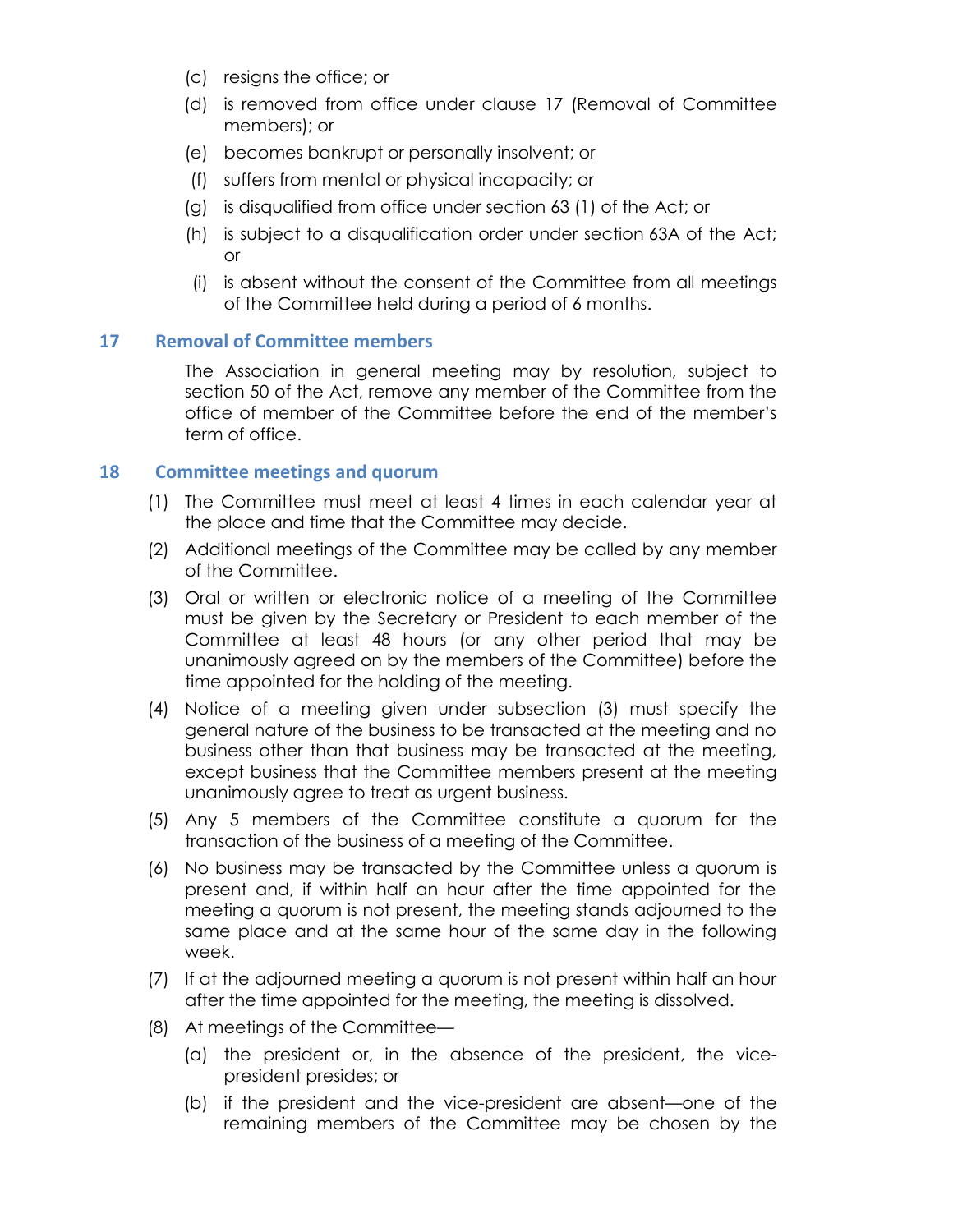(c) resigns the office; or

(d) is removed from office under clause 17 (Removal of Committee members); or

(e) becomes bankrupt or personally insolvent; or

(f) suffers from mental or physical incapacity; or

(g) is disqualified from office under section 63 (1) of the Act; or

(h) is subject to a disqualification order under section 63A of the Act; or

(i) is absent without the consent of the Committee from all meetings of the Committee held during a period of 6 months.

## 17 Removal of Committee members

The Association in general meeting may by resolution, subject to section 50 of the Act, remove any member of the Committee from the office of member of the Committee before the end of the member's term of office.

## 18 Committee meetings and quorum

(1) The Committee must meet at least 4 times in each calendar year at the place and time that the Committee may decide.

(2) Additional meetings of the Committee may be called by any member of the Committee.

(3) Oral or written or electronic notice of a meeting of the Committee must be given by the Secretary or President to each member of the Committee at least 48 hours (or any other period that may be unanimously agreed on by the members of the Committee) before the time appointed for the holding of the meeting.

(4) Notice of a meeting given under subsection (3) must specify the general nature of the business to be transacted at the meeting and no business other than that business may be transacted at the meeting, except business that the Committee members present at the meeting unanimously agree to treat as urgent business.

(5) Any 5 members of the Committee constitute a quorum for the transaction of the business of a meeting of the Committee.

(6) No business may be transacted by the Committee unless a quorum is present and, if within half an hour after the time appointed for the meeting a quorum is not present, the meeting stands adjourned to the same place and at the same hour of the same day in the following week.

(7) If at the adjourned meeting a quorum is not present within half an hour after the time appointed for the meeting, the meeting is dissolved.

(8) At meetings of the Committee—

(a) the president or, in the absence of the president, the vice-president presides; or

(b) if the president and the vice-president are absent—one of the remaining members of the Committee may be chosen by the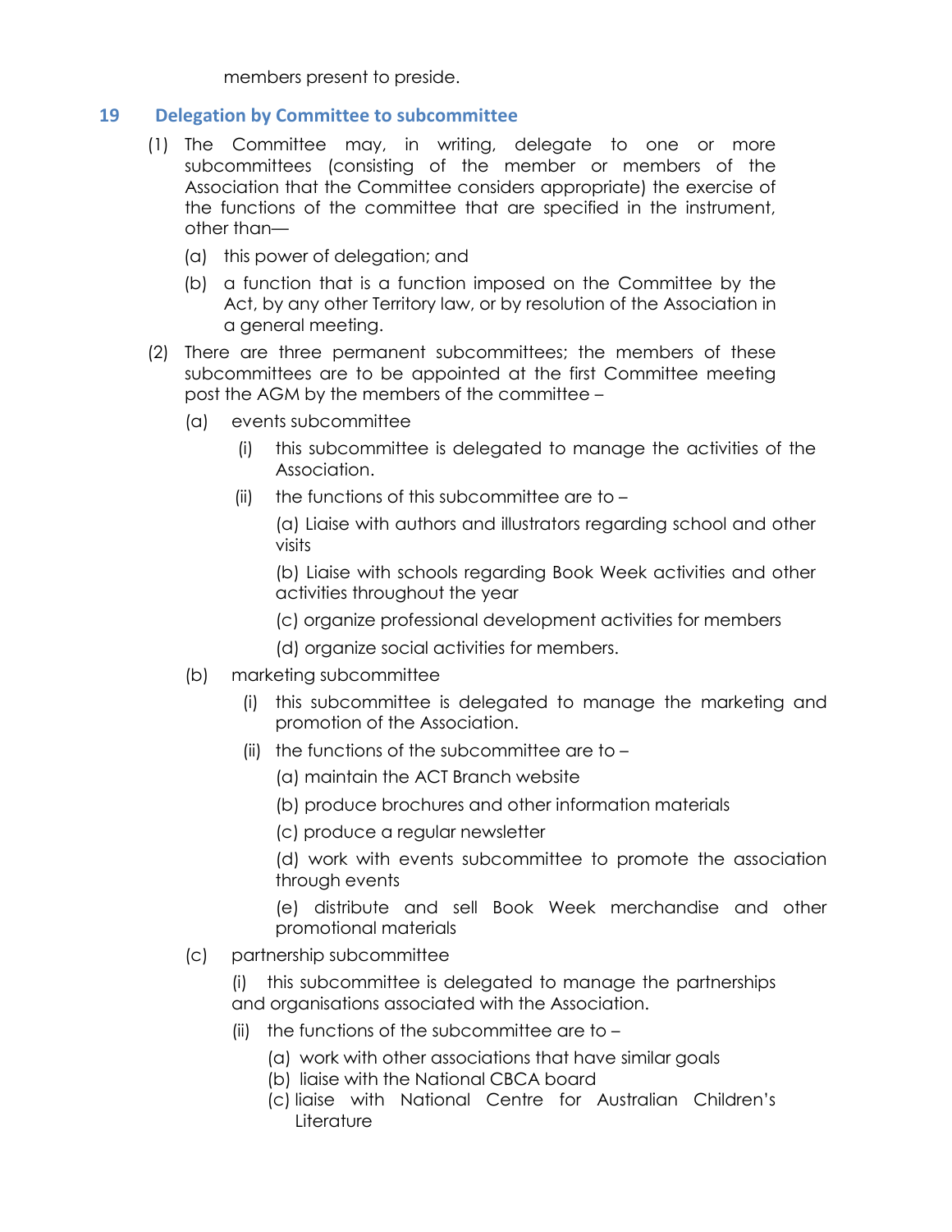members present to preside.

## 19 Delegation by Committee to subcommittee

(1) The Committee may, in writing, delegate to one or more subcommittees (consisting of the member or members of the Association that the Committee considers appropriate) the exercise of the functions of the committee that are specified in the instrument, other than—

- (a) this power of delegation; and
- (b) a function that is a function imposed on the Committee by the Act, by any other Territory law, or by resolution of the Association in a general meeting.

(2) There are three permanent subcommittees; the members of these subcommittees are to be appointed at the first Committee meeting post the AGM by the members of the committee –

- (a) events subcommittee
  - (i) this subcommittee is delegated to manage the activities of the Association.
  - (ii) the functions of this subcommittee are to –

    (a) Liaise with authors and illustrators regarding school and other visits

    (b) Liaise with schools regarding Book Week activities and other activities throughout the year

    (c) organize professional development activities for members

    (d) organize social activities for members.
- (b) marketing subcommittee
  - (i) this subcommittee is delegated to manage the marketing and promotion of the Association.
  - (ii) the functions of the subcommittee are to –

    (a) maintain the ACT Branch website

    (b) produce brochures and other information materials

    (c) produce a regular newsletter

    (d) work with events subcommittee to promote the association through events

    (e) distribute and sell Book Week merchandise and other promotional materials
- (c) partnership subcommittee
  - (i) this subcommittee is delegated to manage the partnerships and organisations associated with the Association.
  - (ii) the functions of the subcommittee are to –

    (a) work with other associations that have similar goals

    (b) liaise with the National CBCA board

    (c) liaise with National Centre for Australian Children's Literature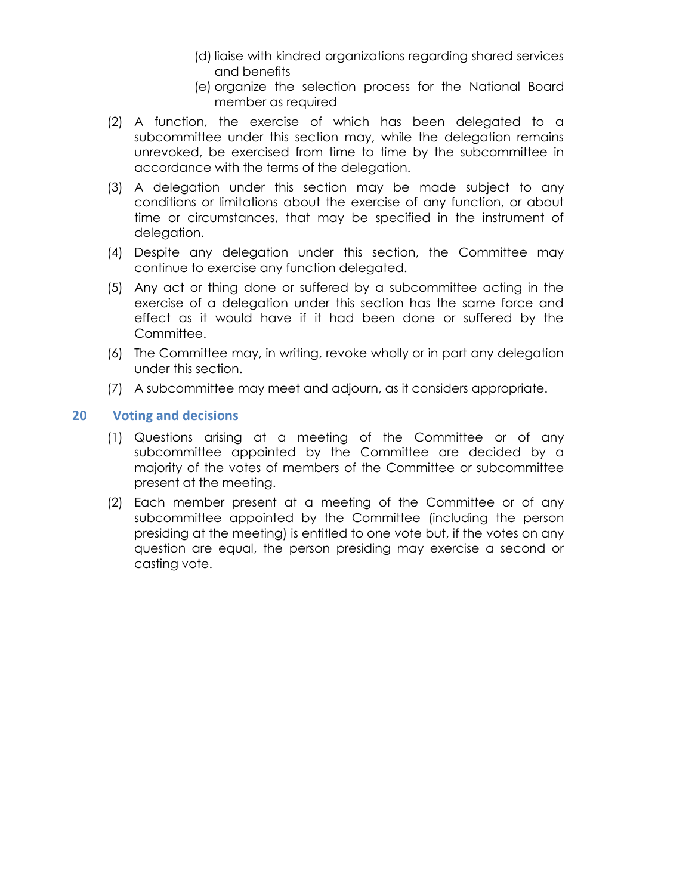(d) liaise with kindred organizations regarding shared services and benefits

(e) organize the selection process for the National Board member as required

(2) A function, the exercise of which has been delegated to a subcommittee under this section may, while the delegation remains unrevoked, be exercised from time to time by the subcommittee in accordance with the terms of the delegation.

(3) A delegation under this section may be made subject to any conditions or limitations about the exercise of any function, or about time or circumstances, that may be specified in the instrument of delegation.

(4) Despite any delegation under this section, the Committee may continue to exercise any function delegated.

(5) Any act or thing done or suffered by a subcommittee acting in the exercise of a delegation under this section has the same force and effect as it would have if it had been done or suffered by the Committee.

(6) The Committee may, in writing, revoke wholly or in part any delegation under this section.

(7) A subcommittee may meet and adjourn, as it considers appropriate.

## 20 Voting and decisions

(1) Questions arising at a meeting of the Committee or of any subcommittee appointed by the Committee are decided by a majority of the votes of members of the Committee or subcommittee present at the meeting.

(2) Each member present at a meeting of the Committee or of any subcommittee appointed by the Committee (including the person presiding at the meeting) is entitled to one vote but, if the votes on any question are equal, the person presiding may exercise a second or casting vote.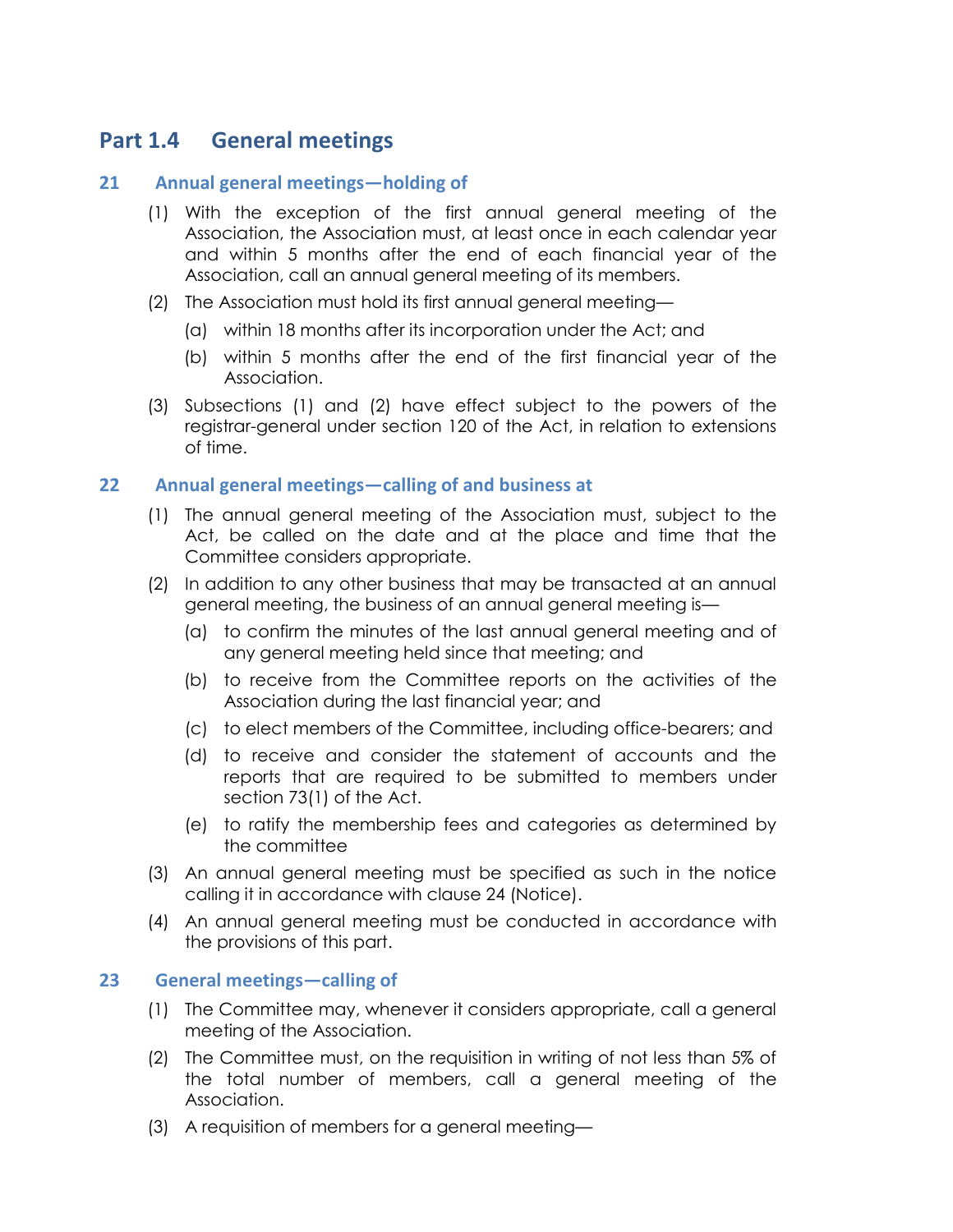## Part 1.4 General meetings

### 21 Annual general meetings—holding of

(1) With the exception of the first annual general meeting of the Association, the Association must, at least once in each calendar year and within 5 months after the end of each financial year of the Association, call an annual general meeting of its members.

(2) The Association must hold its first annual general meeting—

(a) within 18 months after its incorporation under the Act; and

(b) within 5 months after the end of the first financial year of the Association.

(3) Subsections (1) and (2) have effect subject to the powers of the registrar-general under section 120 of the Act, in relation to extensions of time.

### 22 Annual general meetings—calling of and business at

(1) The annual general meeting of the Association must, subject to the Act, be called on the date and at the place and time that the Committee considers appropriate.

(2) In addition to any other business that may be transacted at an annual general meeting, the business of an annual general meeting is—

(a) to confirm the minutes of the last annual general meeting and of any general meeting held since that meeting; and

(b) to receive from the Committee reports on the activities of the Association during the last financial year; and

(c) to elect members of the Committee, including office-bearers; and

(d) to receive and consider the statement of accounts and the reports that are required to be submitted to members under section 73(1) of the Act.

(e) to ratify the membership fees and categories as determined by the committee

(3) An annual general meeting must be specified as such in the notice calling it in accordance with clause 24 (Notice).

(4) An annual general meeting must be conducted in accordance with the provisions of this part.

### 23 General meetings—calling of

(1) The Committee may, whenever it considers appropriate, call a general meeting of the Association.

(2) The Committee must, on the requisition in writing of not less than 5% of the total number of members, call a general meeting of the Association.

(3) A requisition of members for a general meeting—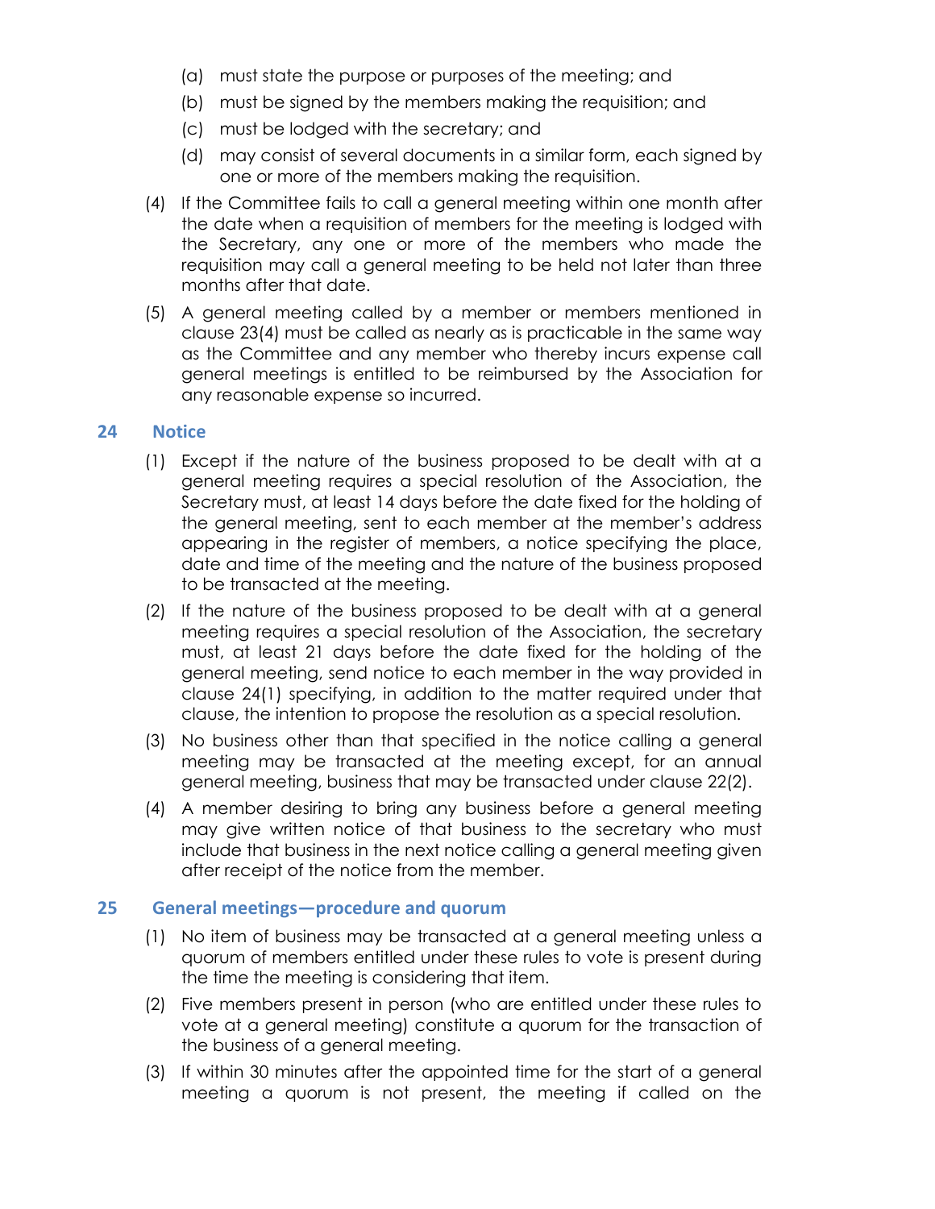(a) must state the purpose or purposes of the meeting; and

(b) must be signed by the members making the requisition; and

(c) must be lodged with the secretary; and

(d) may consist of several documents in a similar form, each signed by one or more of the members making the requisition.

(4) If the Committee fails to call a general meeting within one month after the date when a requisition of members for the meeting is lodged with the Secretary, any one or more of the members who made the requisition may call a general meeting to be held not later than three months after that date.

(5) A general meeting called by a member or members mentioned in clause 23(4) must be called as nearly as is practicable in the same way as the Committee and any member who thereby incurs expense call general meetings is entitled to be reimbursed by the Association for any reasonable expense so incurred.

## 24 Notice

(1) Except if the nature of the business proposed to be dealt with at a general meeting requires a special resolution of the Association, the Secretary must, at least 14 days before the date fixed for the holding of the general meeting, sent to each member at the member's address appearing in the register of members, a notice specifying the place, date and time of the meeting and the nature of the business proposed to be transacted at the meeting.

(2) If the nature of the business proposed to be dealt with at a general meeting requires a special resolution of the Association, the secretary must, at least 21 days before the date fixed for the holding of the general meeting, send notice to each member in the way provided in clause 24(1) specifying, in addition to the matter required under that clause, the intention to propose the resolution as a special resolution.

(3) No business other than that specified in the notice calling a general meeting may be transacted at the meeting except, for an annual general meeting, business that may be transacted under clause 22(2).

(4) A member desiring to bring any business before a general meeting may give written notice of that business to the secretary who must include that business in the next notice calling a general meeting given after receipt of the notice from the member.

## 25 General meetings—procedure and quorum

(1) No item of business may be transacted at a general meeting unless a quorum of members entitled under these rules to vote is present during the time the meeting is considering that item.

(2) Five members present in person (who are entitled under these rules to vote at a general meeting) constitute a quorum for the transaction of the business of a general meeting.

(3) If within 30 minutes after the appointed time for the start of a general meeting a quorum is not present, the meeting if called on the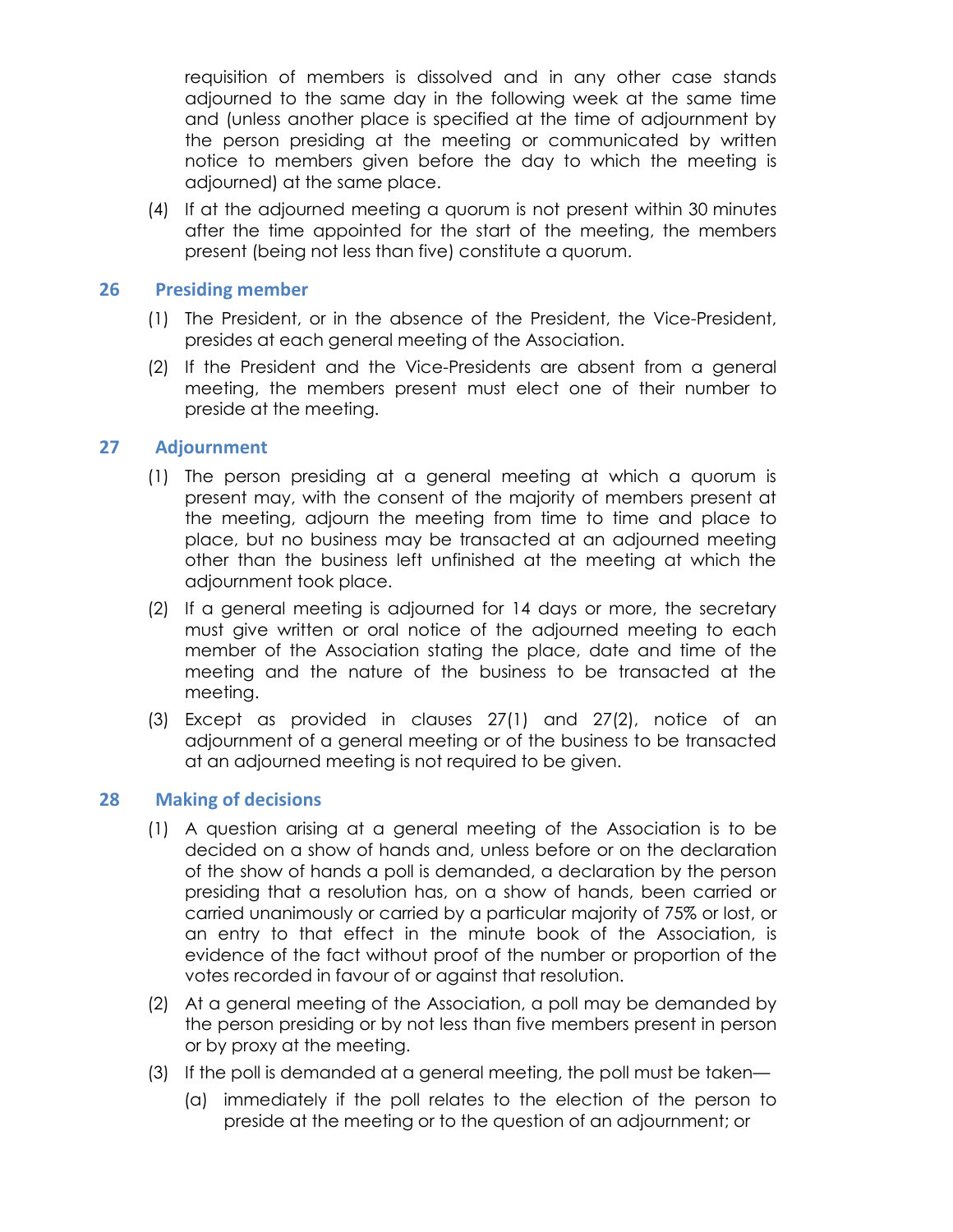requisition of members is dissolved and in any other case stands adjourned to the same day in the following week at the same time and (unless another place is specified at the time of adjournment by the person presiding at the meeting or communicated by written notice to members given before the day to which the meeting is adjourned) at the same place.

(4) If at the adjourned meeting a quorum is not present within 30 minutes after the time appointed for the start of the meeting, the members present (being not less than five) constitute a quorum.

## 26 Presiding member

(1) The President, or in the absence of the President, the Vice-President, presides at each general meeting of the Association.

(2) If the President and the Vice-Presidents are absent from a general meeting, the members present must elect one of their number to preside at the meeting.

## 27 Adjournment

(1) The person presiding at a general meeting at which a quorum is present may, with the consent of the majority of members present at the meeting, adjourn the meeting from time to time and place to place, but no business may be transacted at an adjourned meeting other than the business left unfinished at the meeting at which the adjournment took place.

(2) If a general meeting is adjourned for 14 days or more, the secretary must give written or oral notice of the adjourned meeting to each member of the Association stating the place, date and time of the meeting and the nature of the business to be transacted at the meeting.

(3) Except as provided in clauses 27(1) and 27(2), notice of an adjournment of a general meeting or of the business to be transacted at an adjourned meeting is not required to be given.

## 28 Making of decisions

(1) A question arising at a general meeting of the Association is to be decided on a show of hands and, unless before or on the declaration of the show of hands a poll is demanded, a declaration by the person presiding that a resolution has, on a show of hands, been carried or carried unanimously or carried by a particular majority of 75% or lost, or an entry to that effect in the minute book of the Association, is evidence of the fact without proof of the number or proportion of the votes recorded in favour of or against that resolution.

(2) At a general meeting of the Association, a poll may be demanded by the person presiding or by not less than five members present in person or by proxy at the meeting.

(3) If the poll is demanded at a general meeting, the poll must be taken—

(a) immediately if the poll relates to the election of the person to preside at the meeting or to the question of an adjournment; or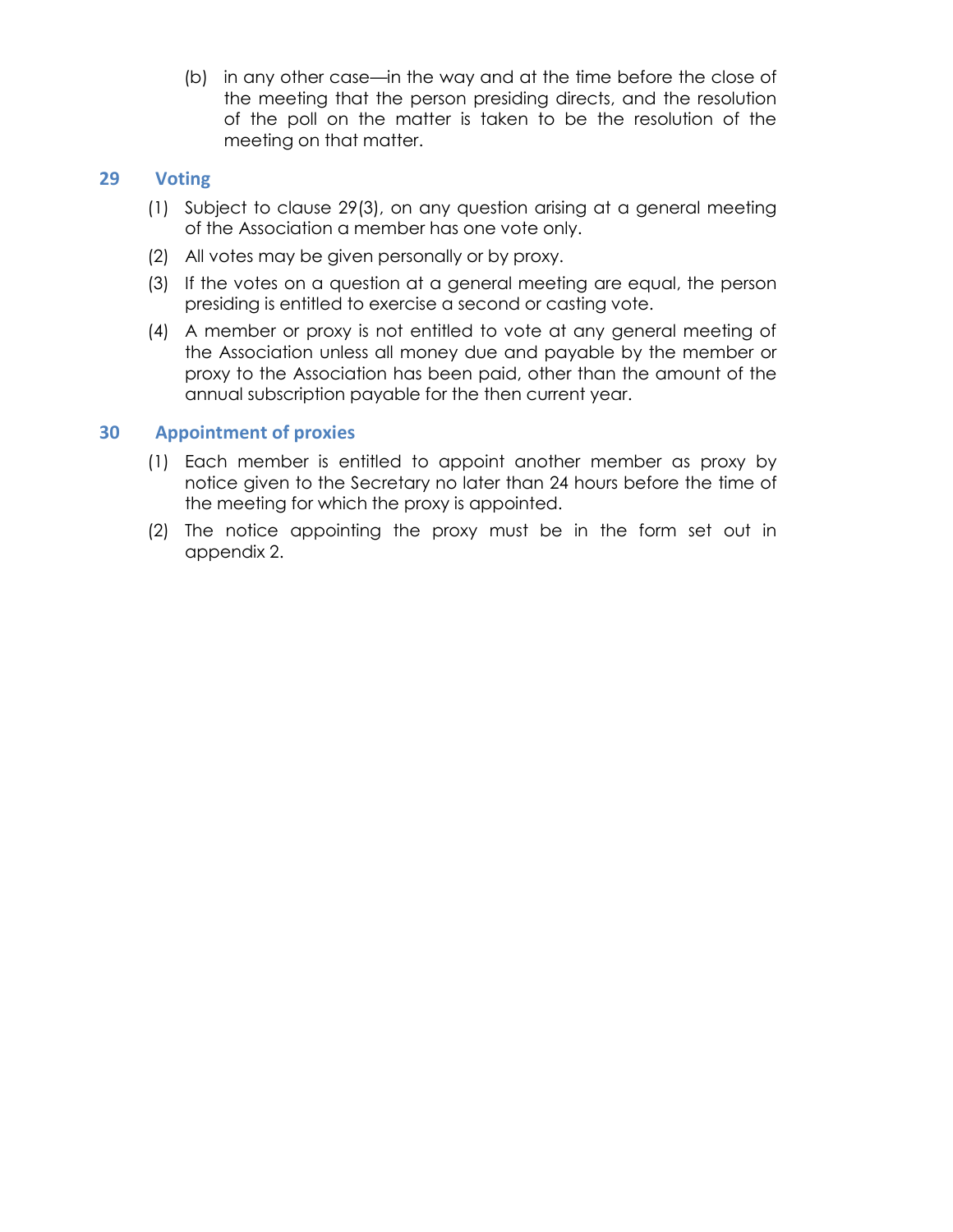(b) in any other case—in the way and at the time before the close of the meeting that the person presiding directs, and the resolution of the poll on the matter is taken to be the resolution of the meeting on that matter.

## 29 Voting

(1) Subject to clause 29(3), on any question arising at a general meeting of the Association a member has one vote only.

(2) All votes may be given personally or by proxy.

(3) If the votes on a question at a general meeting are equal, the person presiding is entitled to exercise a second or casting vote.

(4) A member or proxy is not entitled to vote at any general meeting of the Association unless all money due and payable by the member or proxy to the Association has been paid, other than the amount of the annual subscription payable for the then current year.

## 30 Appointment of proxies

(1) Each member is entitled to appoint another member as proxy by notice given to the Secretary no later than 24 hours before the time of the meeting for which the proxy is appointed.

(2) The notice appointing the proxy must be in the form set out in appendix 2.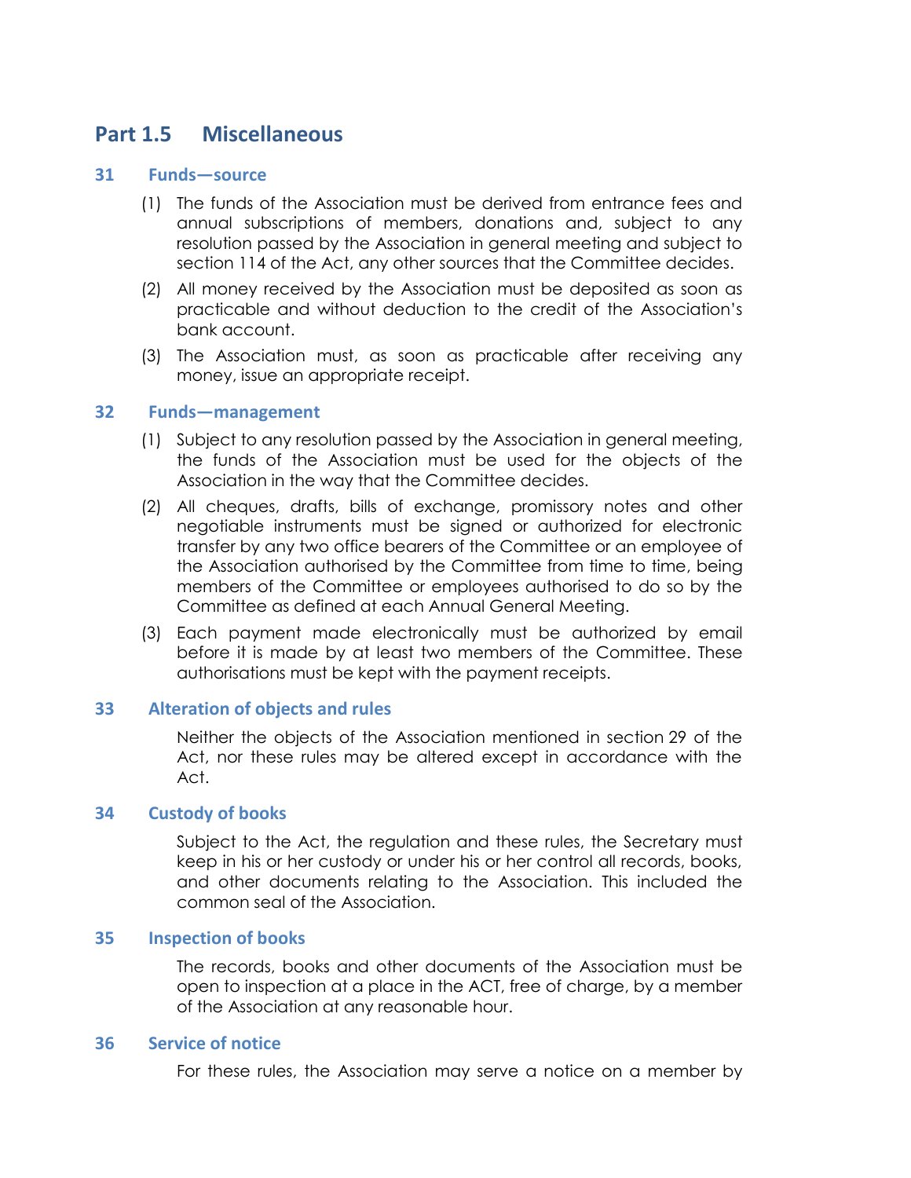## Part 1.5 Miscellaneous

### 31 Funds—source

(1) The funds of the Association must be derived from entrance fees and annual subscriptions of members, donations and, subject to any resolution passed by the Association in general meeting and subject to section 114 of the Act, any other sources that the Committee decides.

(2) All money received by the Association must be deposited as soon as practicable and without deduction to the credit of the Association's bank account.

(3) The Association must, as soon as practicable after receiving any money, issue an appropriate receipt.

### 32 Funds—management

(1) Subject to any resolution passed by the Association in general meeting, the funds of the Association must be used for the objects of the Association in the way that the Committee decides.

(2) All cheques, drafts, bills of exchange, promissory notes and other negotiable instruments must be signed or authorized for electronic transfer by any two office bearers of the Committee or an employee of the Association authorised by the Committee from time to time, being members of the Committee or employees authorised to do so by the Committee as defined at each Annual General Meeting.

(3) Each payment made electronically must be authorized by email before it is made by at least two members of the Committee. These authorisations must be kept with the payment receipts.

### 33 Alteration of objects and rules

Neither the objects of the Association mentioned in section 29 of the Act, nor these rules may be altered except in accordance with the Act.

### 34 Custody of books

Subject to the Act, the regulation and these rules, the Secretary must keep in his or her custody or under his or her control all records, books, and other documents relating to the Association. This included the common seal of the Association.

### 35 Inspection of books

The records, books and other documents of the Association must be open to inspection at a place in the ACT, free of charge, by a member of the Association at any reasonable hour.

### 36 Service of notice

For these rules, the Association may serve a notice on a member by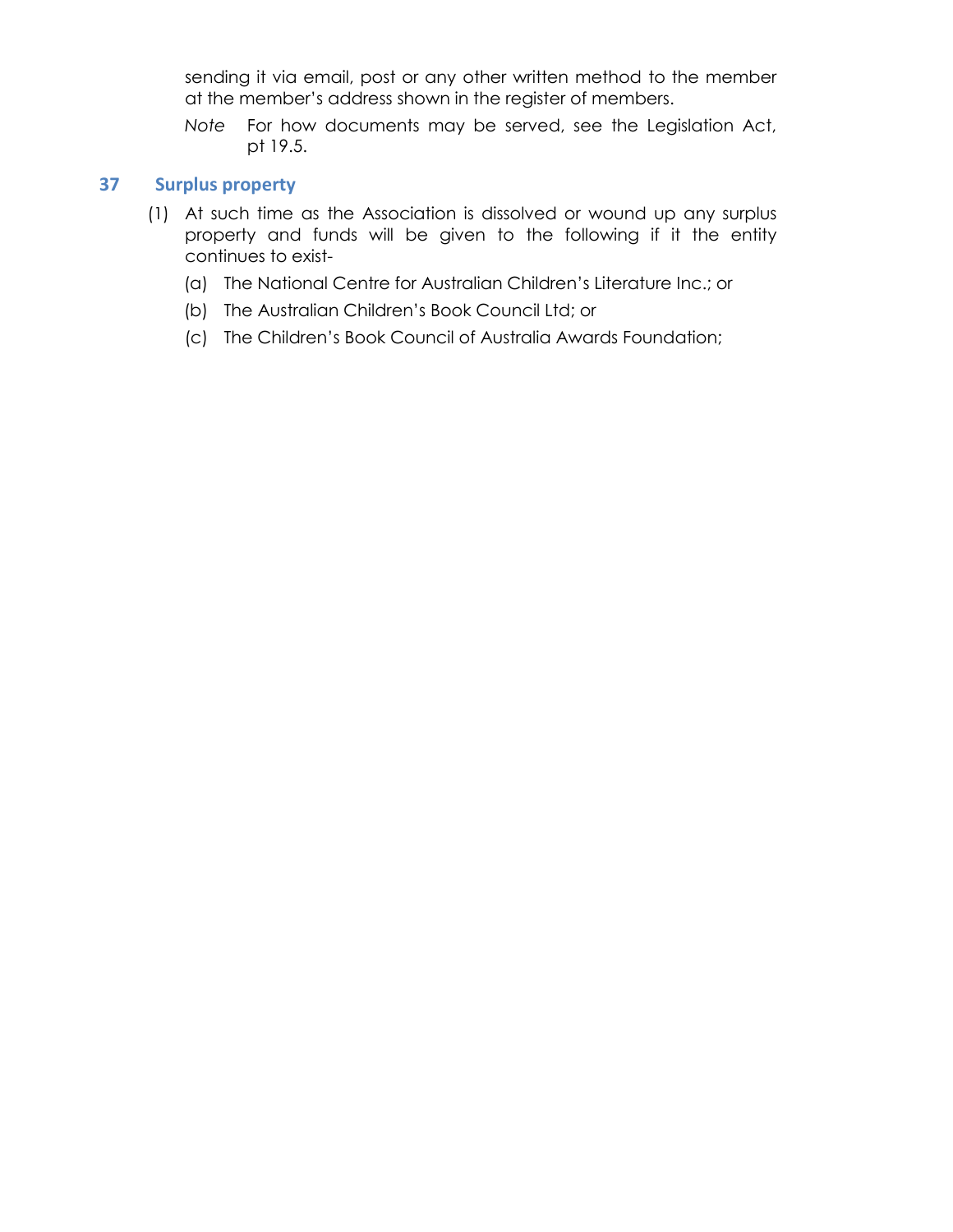sending it via email, post or any other written method to the member at the member's address shown in the register of members.

*Note* For how documents may be served, see the Legislation Act, pt 19.5.

## 37 Surplus property

(1) At such time as the Association is dissolved or wound up any surplus property and funds will be given to the following if it the entity continues to exist-

(a) The National Centre for Australian Children's Literature Inc.; or

(b) The Australian Children's Book Council Ltd; or

(c) The Children's Book Council of Australia Awards Foundation;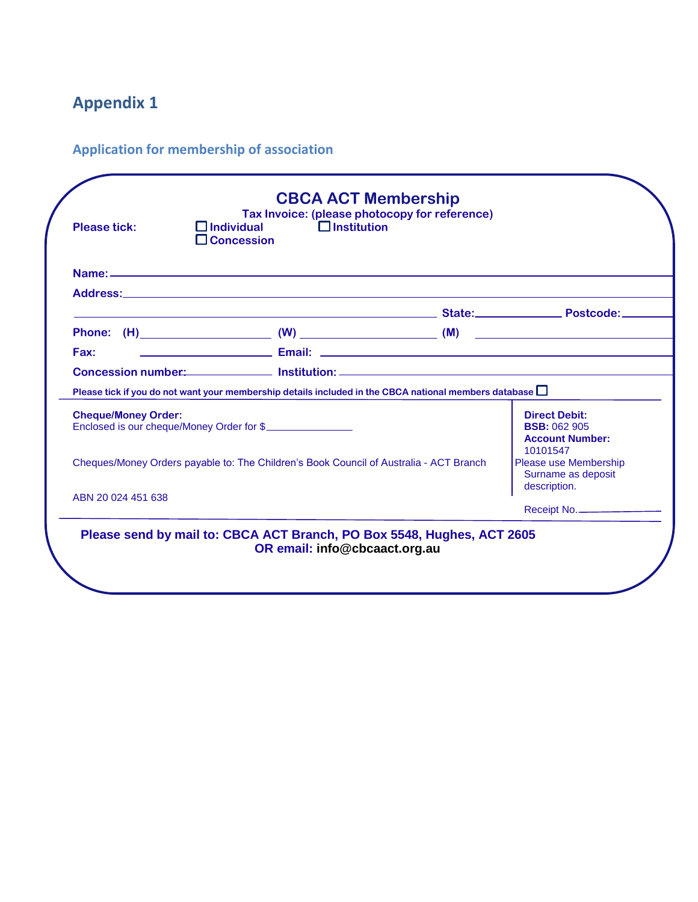# Appendix 1

## Application for membership of association

**CBCA ACT Membership**

**Tax Invoice: (please photocopy for reference)**

**Please tick:** ☐ **Individual** ☐ **Institution** ☐ **Concession**

**Name:** ____________________________________________

**Address:** ____________________________________________

____________________________________________ **State:** ____________ **Postcode:** ________

**Phone: (H)** ____________________ **(W)** ____________________ **(M)** ____________________

**Fax:** ____________________ **Email:** ____________________________________________

**Concession number:** ______________ **Institution:** ____________________________________________

**Please tick if you do not want your membership details included in the CBCA national members database** ☐

**Cheque/Money Order:**
Enclosed is our cheque/Money Order for $______________

Cheques/Money Orders payable to: The Children's Book Council of Australia - ACT Branch

ABN 20 024 451 638

**Direct Debit:**
**BSB:** 062 905
**Account Number:**
10101547
Please use Membership Surname as deposit description.

Receipt No. ______________

**Please send by mail to: CBCA ACT Branch, PO Box 5548, Hughes, ACT 2605**
**OR email: info@cbcaact.org.au**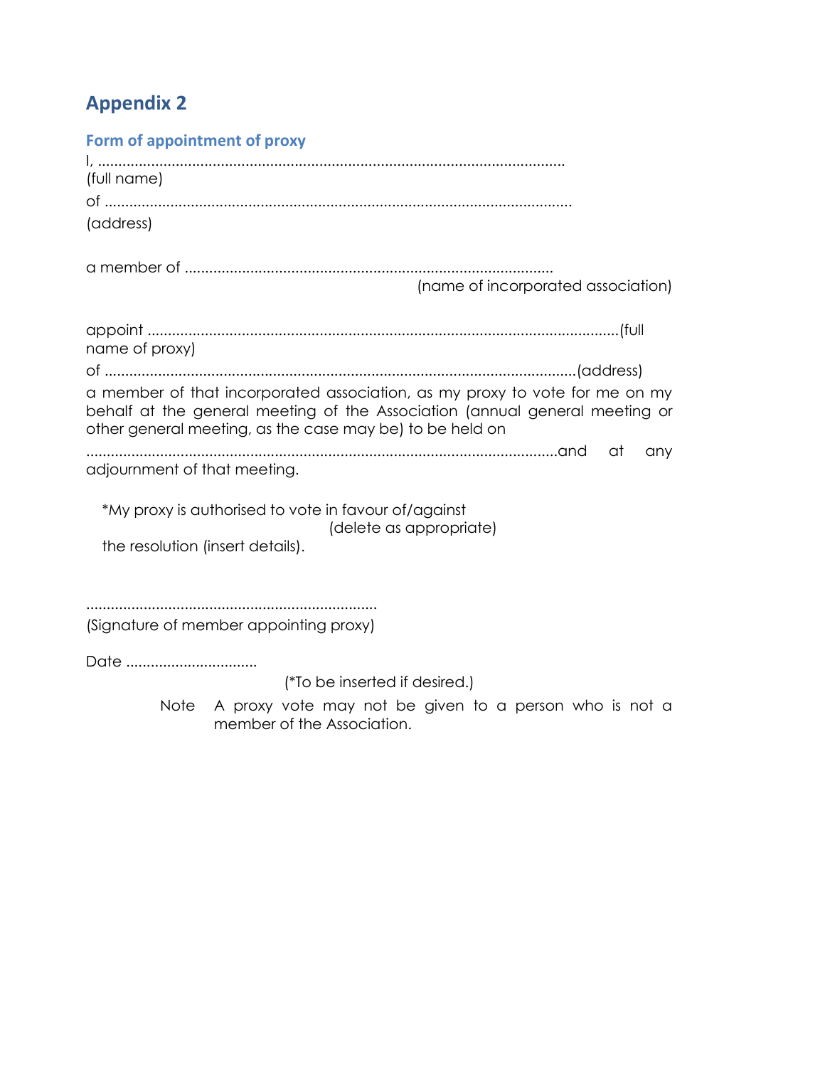## Appendix 2

### Form of appointment of proxy

I, ..................................................................................................................
(full name)

of ..................................................................................................................
(address)

a member of ..........................................................................................
(name of incorporated association)

appoint ..................................................................................................................(full name of proxy)

of ..................................................................................................................(address)

a member of that incorporated association, as my proxy to vote for me on my behalf at the general meeting of the Association (annual general meeting or other general meeting, as the case may be) to be held on

..................................................................................................................and at any adjournment of that meeting.

*My proxy is authorised to vote in favour of/against (delete as appropriate) the resolution (insert details).

.......................................................................
(Signature of member appointing proxy)

Date ................................

(*To be inserted if desired.)

Note A proxy vote may not be given to a person who is not a member of the Association.